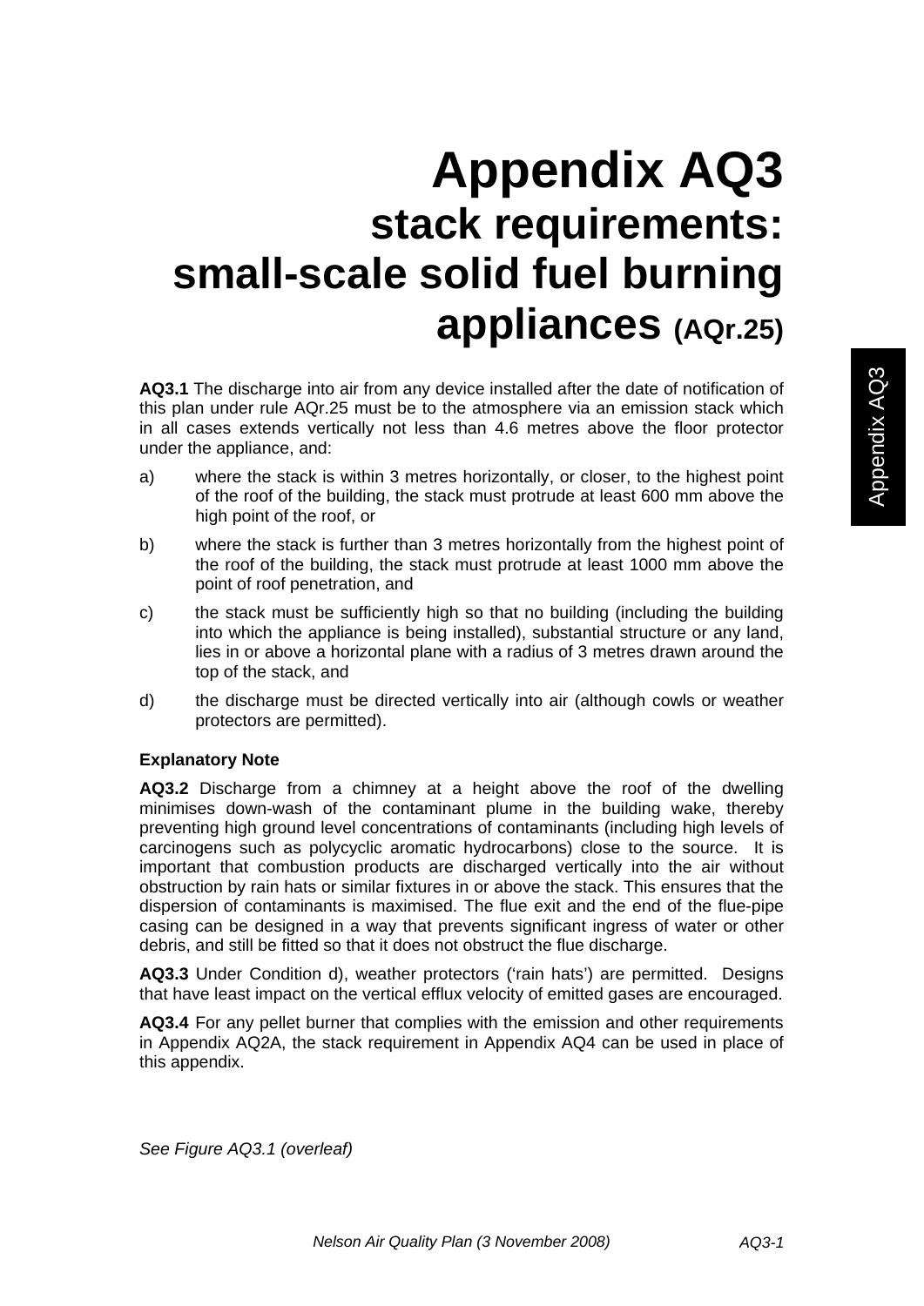# Appendix AQ3
## stack requirements: small-scale solid fuel burning appliances (AQr.25)

**AQ3.1** The discharge into air from any device installed after the date of notification of this plan under rule AQr.25 must be to the atmosphere via an emission stack which in all cases extends vertically not less than 4.6 metres above the floor protector under the appliance, and:

a) where the stack is within 3 metres horizontally, or closer, to the highest point of the roof of the building, the stack must protrude at least 600 mm above the high point of the roof, or

b) where the stack is further than 3 metres horizontally from the highest point of the roof of the building, the stack must protrude at least 1000 mm above the point of roof penetration, and

c) the stack must be sufficiently high so that no building (including the building into which the appliance is being installed), substantial structure or any land, lies in or above a horizontal plane with a radius of 3 metres drawn around the top of the stack, and

d) the discharge must be directed vertically into air (although cowls or weather protectors are permitted).

**Explanatory Note**

**AQ3.2** Discharge from a chimney at a height above the roof of the dwelling minimises down-wash of the contaminant plume in the building wake, thereby preventing high ground level concentrations of contaminants (including high levels of carcinogens such as polycyclic aromatic hydrocarbons) close to the source. It is important that combustion products are discharged vertically into the air without obstruction by rain hats or similar fixtures in or above the stack. This ensures that the dispersion of contaminants is maximised. The flue exit and the end of the flue-pipe casing can be designed in a way that prevents significant ingress of water or other debris, and still be fitted so that it does not obstruct the flue discharge.

**AQ3.3** Under Condition d), weather protectors ('rain hats') are permitted. Designs that have least impact on the vertical efflux velocity of emitted gases are encouraged.

**AQ3.4** For any pellet burner that complies with the emission and other requirements in Appendix AQ2A, the stack requirement in Appendix AQ4 can be used in place of this appendix.

*See Figure AQ3.1 (overleaf)*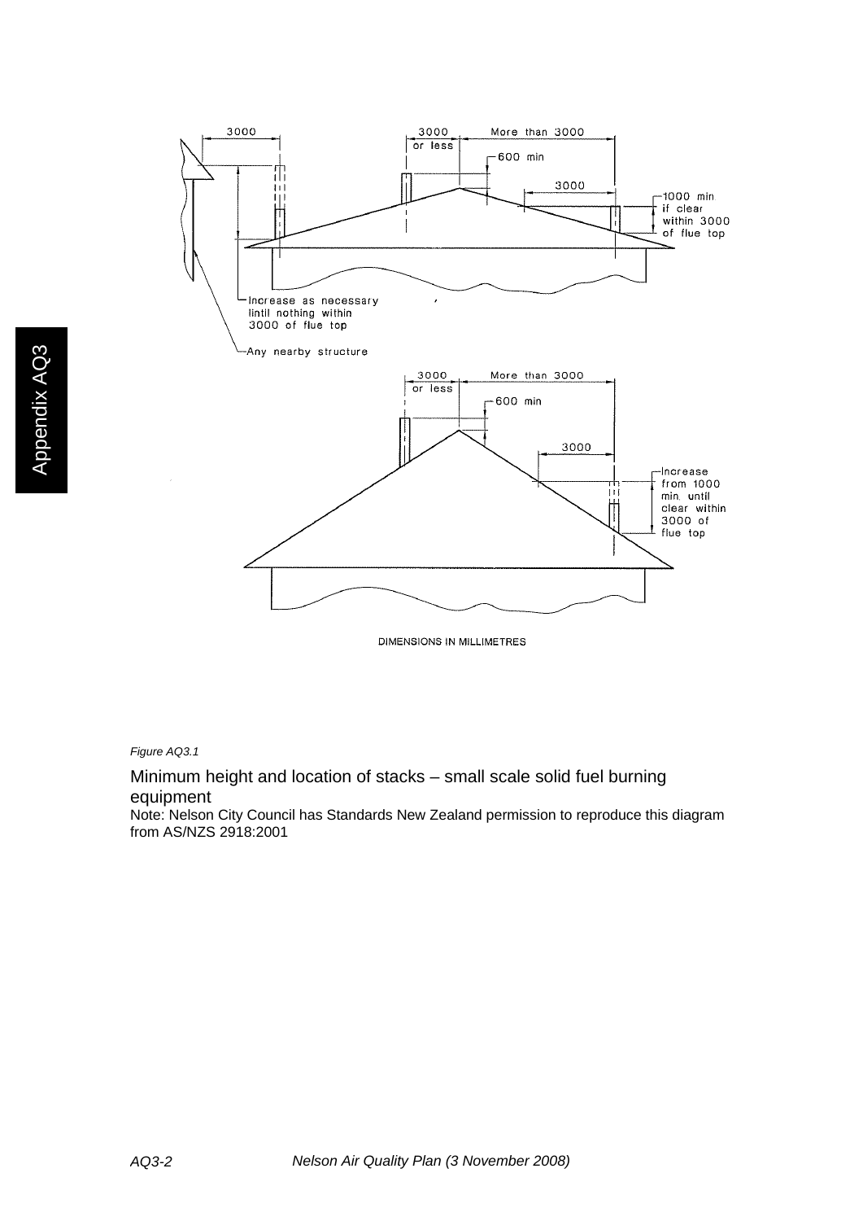3000

3000 or less

More than 3000

600 min

3000

1000 min if clear within 3000 of flue top

Increase as necessary until nothing within 3000 of flue top

Any nearby structure

3000 or less

More than 3000

600 min

3000

Increase from 1000 min. until clear within 3000 of flue top

DIMENSIONS IN MILLIMETRES

*Figure AQ3.1*

Minimum height and location of stacks – small scale solid fuel burning equipment

Note: Nelson City Council has Standards New Zealand permission to reproduce this diagram from AS/NZS 2918:2001